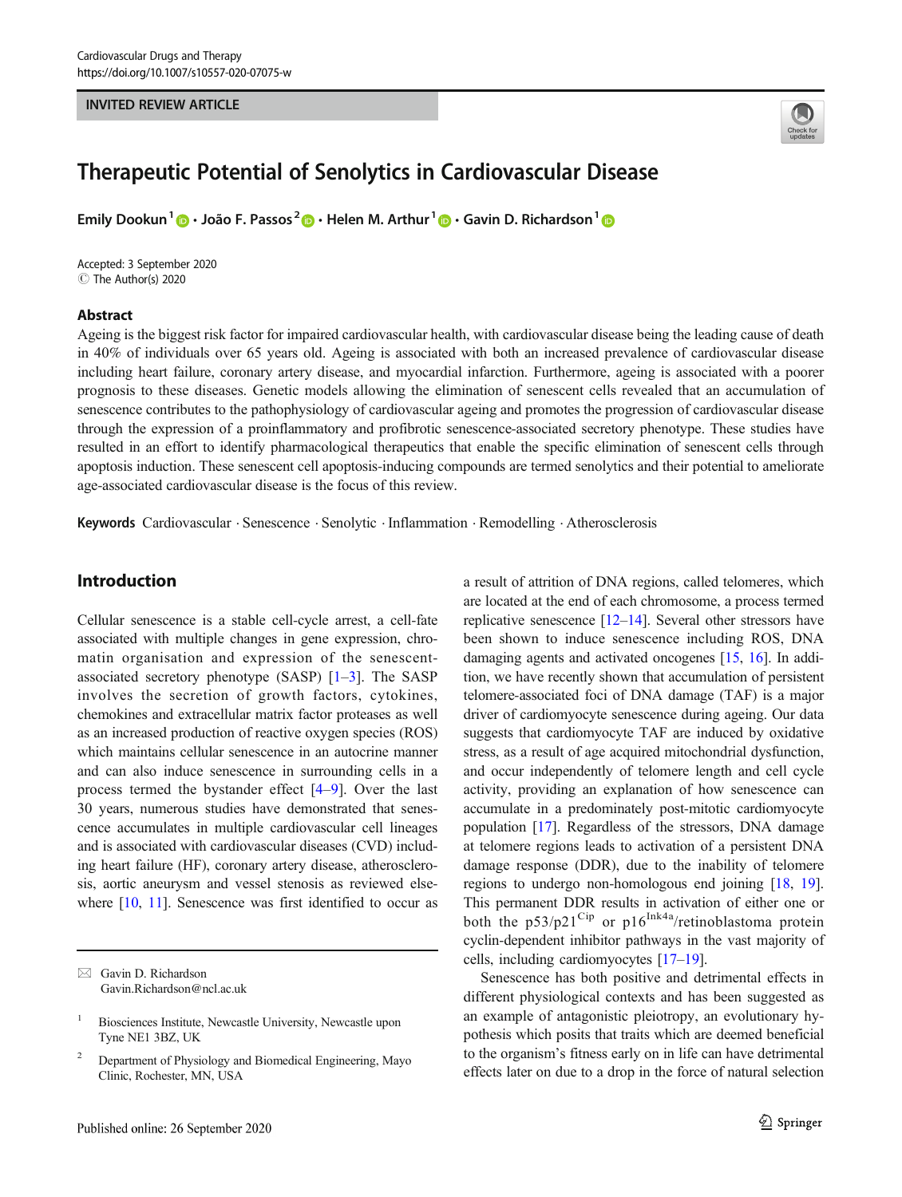INVITED REVIEW ARTICLE

# Therapeutic Potential of Senolytics in Cardiovascular Disease

**Emily Dookun** [1] · **João F. Passos** [2] · **Helen M. Arthur** [1] · **Gavin D. Richardson** [1]

Accepted: 3 September 2020
© The Author(s) 2020

## Abstract

Ageing is the biggest risk factor for impaired cardiovascular health, with cardiovascular disease being the leading cause of death in 40% of individuals over 65 years old. Ageing is associated with both an increased prevalence of cardiovascular disease including heart failure, coronary artery disease, and myocardial infarction. Furthermore, ageing is associated with a poorer prognosis to these diseases. Genetic models allowing the elimination of senescent cells revealed that an accumulation of senescence contributes to the pathophysiology of cardiovascular ageing and promotes the progression of cardiovascular disease through the expression of a proinflammatory and profibrotic senescence-associated secretory phenotype. These studies have resulted in an effort to identify pharmacological therapeutics that enable the specific elimination of senescent cells through apoptosis induction. These senescent cell apoptosis-inducing compounds are termed senolytics and their potential to ameliorate age-associated cardiovascular disease is the focus of this review.

**Keywords** Cardiovascular · Senescence · Senolytic · Inflammation · Remodelling · Atherosclerosis

## Introduction

Cellular senescence is a stable cell-cycle arrest, a cell-fate associated with multiple changes in gene expression, chromatin organisation and expression of the senescent-associated secretory phenotype (SASP) [1–3]. The SASP involves the secretion of growth factors, cytokines, chemokines and extracellular matrix factor proteases as well as an increased production of reactive oxygen species (ROS) which maintains cellular senescence in an autocrine manner and can also induce senescence in surrounding cells in a process termed the bystander effect [4–9]. Over the last 30 years, numerous studies have demonstrated that senescence accumulates in multiple cardiovascular cell lineages and is associated with cardiovascular diseases (CVD) including heart failure (HF), coronary artery disease, atherosclerosis, aortic aneurysm and vessel stenosis as reviewed elsewhere [10, 11]. Senescence was first identified to occur as a result of attrition of DNA regions, called telomeres, which are located at the end of each chromosome, a process termed replicative senescence [12–14]. Several other stressors have been shown to induce senescence including ROS, DNA damaging agents and activated oncogenes [15, 16]. In addition, we have recently shown that accumulation of persistent telomere-associated foci of DNA damage (TAF) is a major driver of cardiomyocyte senescence during ageing. Our data suggests that cardiomyocyte TAF are induced by oxidative stress, as a result of age acquired mitochondrial dysfunction, and occur independently of telomere length and cell cycle activity, providing an explanation of how senescence can accumulate in a predominately post-mitotic cardiomyocyte population [17]. Regardless of the stressors, DNA damage at telomere regions leads to activation of a persistent DNA damage response (DDR), due to the inability of telomere regions to undergo non-homologous end joining [18, 19]. This permanent DDR results in activation of either one or both the p53/p21$^{Cip}$ or p16$^{Ink4a}$/retinoblastoma protein cyclin-dependent inhibitor pathways in the vast majority of cells, including cardiomyocytes [17–19].

Senescence has both positive and detrimental effects in different physiological contexts and has been suggested as an example of antagonistic pleiotropy, an evolutionary hypothesis which posits that traits which are deemed beneficial to the organism's fitness early on in life can have detrimental effects later on due to a drop in the force of natural selection

✉ Gavin D. Richardson
Gavin.Richardson@ncl.ac.uk

[1] Biosciences Institute, Newcastle University, Newcastle upon Tyne NE1 3BZ, UK

[2] Department of Physiology and Biomedical Engineering, Mayo Clinic, Rochester, MN, USA

Published online: 26 September 2020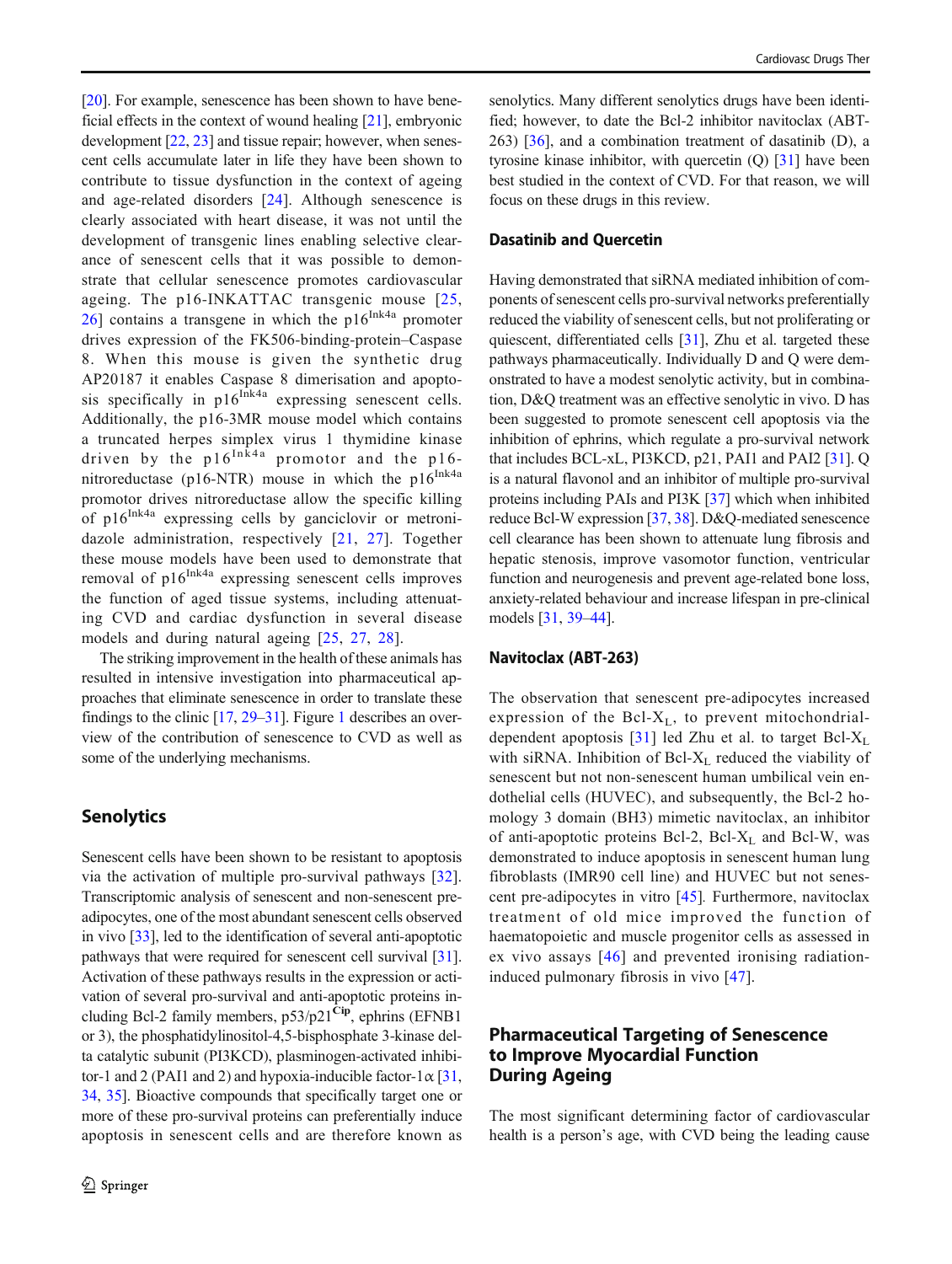[20]. For example, senescence has been shown to have beneficial effects in the context of wound healing [21], embryonic development [22, 23] and tissue repair; however, when senescent cells accumulate later in life they have been shown to contribute to tissue dysfunction in the context of ageing and age-related disorders [24]. Although senescence is clearly associated with heart disease, it was not until the development of transgenic lines enabling selective clearance of senescent cells that it was possible to demonstrate that cellular senescence promotes cardiovascular ageing. The p16-INKATTAC transgenic mouse [25, 26] contains a transgene in which the p16$^{Ink4a}$ promoter drives expression of the FK506-binding-protein–Caspase 8. When this mouse is given the synthetic drug AP20187 it enables Caspase 8 dimerisation and apoptosis specifically in p16$^{Ink4a}$ expressing senescent cells. Additionally, the p16-3MR mouse model which contains a truncated herpes simplex virus 1 thymidine kinase driven by the p16$^{Ink4a}$ promotor and the p16-nitroreductase (p16-NTR) mouse in which the p16$^{Ink4a}$ promotor drives nitroreductase allow the specific killing of p16$^{Ink4a}$ expressing cells by ganciclovir or metronidazole administration, respectively [21, 27]. Together these mouse models have been used to demonstrate that removal of p16$^{Ink4a}$ expressing senescent cells improves the function of aged tissue systems, including attenuating CVD and cardiac dysfunction in several disease models and during natural ageing [25, 27, 28].

The striking improvement in the health of these animals has resulted in intensive investigation into pharmaceutical approaches that eliminate senescence in order to translate these findings to the clinic [17, 29–31]. Figure 1 describes an overview of the contribution of senescence to CVD as well as some of the underlying mechanisms.

## Senolytics

Senescent cells have been shown to be resistant to apoptosis via the activation of multiple pro-survival pathways [32]. Transcriptomic analysis of senescent and non-senescent pre-adipocytes, one of the most abundant senescent cells observed in vivo [33], led to the identification of several anti-apoptotic pathways that were required for senescent cell survival [31]. Activation of these pathways results in the expression or activation of several pro-survival and anti-apoptotic proteins including Bcl-2 family members, p53/p21$^{Cip}$, ephrins (EFNB1 or 3), the phosphatidylinositol-4,5-bisphosphate 3-kinase delta catalytic subunit (PI3KCD), plasminogen-activated inhibitor-1 and 2 (PAI1 and 2) and hypoxia-inducible factor-1$\alpha$ [31, 34, 35]. Bioactive compounds that specifically target one or more of these pro-survival proteins can preferentially induce apoptosis in senescent cells and are therefore known as senolytics. Many different senolytics drugs have been identified; however, to date the Bcl-2 inhibitor navitoclax (ABT-263) [36], and a combination treatment of dasatinib (D), a tyrosine kinase inhibitor, with quercetin (Q) [31] have been best studied in the context of CVD. For that reason, we will focus on these drugs in this review.

### Dasatinib and Quercetin

Having demonstrated that siRNA mediated inhibition of components of senescent cells pro-survival networks preferentially reduced the viability of senescent cells, but not proliferating or quiescent, differentiated cells [31], Zhu et al. targeted these pathways pharmacologically. Individually D and Q were demonstrated to have a modest senolytic activity, but in combination, D&Q treatment was an effective senolytic in vivo. D has been suggested to promote senescent cell apoptosis via the inhibition of ephrins, which regulate a pro-survival network that includes BCL-xL, PI3KCD, p21, PAI1 and PAI2 [31]. Q is a natural flavonol and an inhibitor of multiple pro-survival proteins including PAIs and PI3K [37] which when inhibited reduce Bcl-W expression [37, 38]. D&Q-mediated senescence cell clearance has been shown to attenuate lung fibrosis and hepatic stenosis, improve vasomotor function, ventricular function and neurogenesis and prevent age-related bone loss, anxiety-related behaviour and increase lifespan in pre-clinical models [31, 39–44].

### Navitoclax (ABT-263)

The observation that senescent pre-adipocytes increased expression of the Bcl-$X_L$, to prevent mitochondrial-dependent apoptosis [31] led Zhu et al. to target Bcl-$X_L$ with siRNA. Inhibition of Bcl-$X_L$ reduced the viability of senescent but not non-senescent human umbilical vein endothelial cells (HUVEC), and subsequently, the Bcl-2 homology 3 domain (BH3) mimetic navitoclax, an inhibitor of anti-apoptotic proteins Bcl-2, Bcl-$X_L$ and Bcl-W, was demonstrated to induce apoptosis in senescent human lung fibroblasts (IMR90 cell line) and HUVEC but not senescent pre-adipocytes in vitro [45]. Furthermore, navitoclax treatment of old mice improved the function of haematopoietic and muscle progenitor cells as assessed in ex vivo assays [46] and prevented ironising radiation-induced pulmonary fibrosis in vivo [47].

## Pharmaceutical Targeting of Senescence to Improve Myocardial Function During Ageing

The most significant determining factor of cardiovascular health is a person's age, with CVD being the leading cause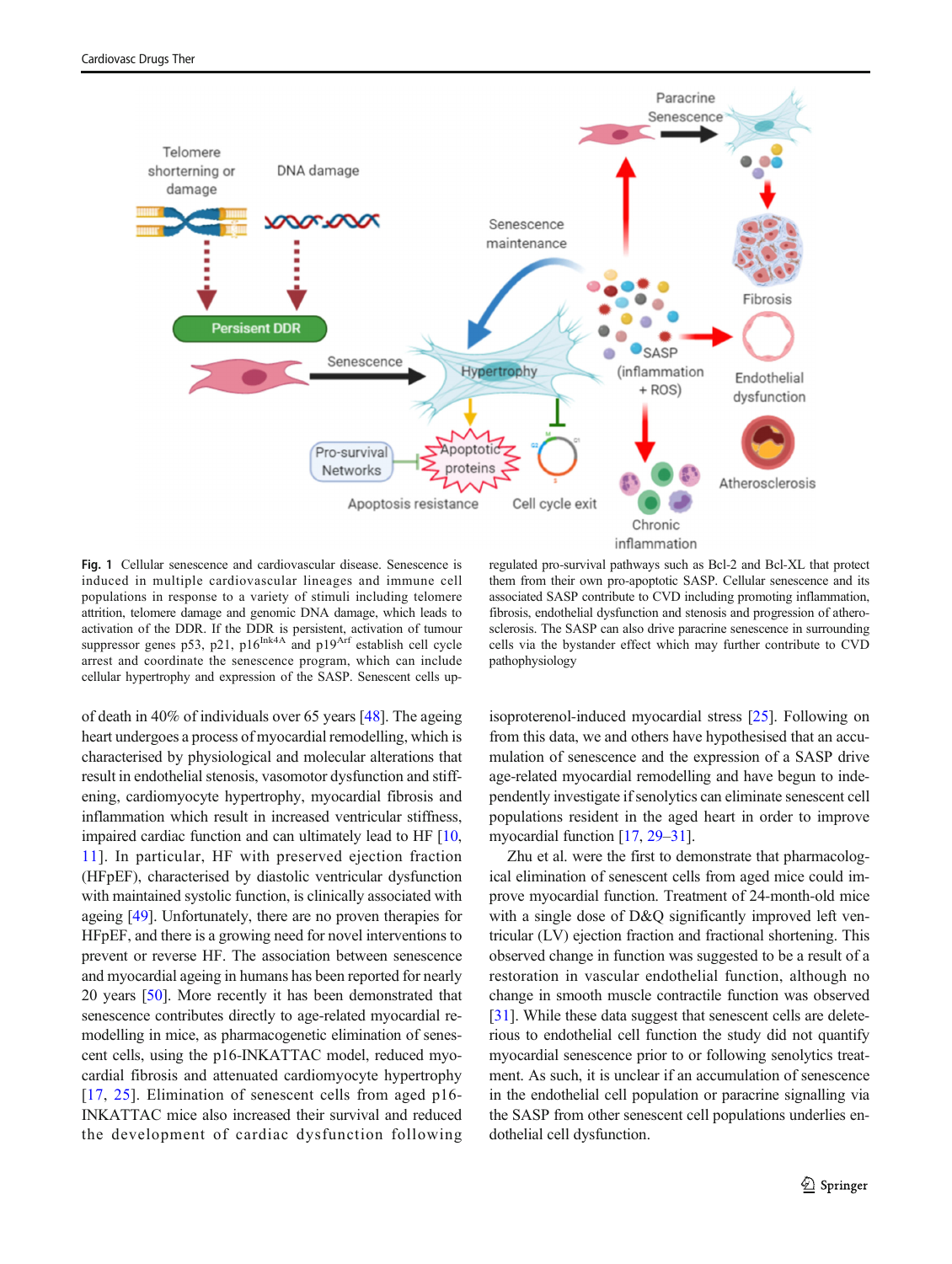**Fig. 1** Cellular senescence and cardiovascular disease. Senescence is induced in multiple cardiovascular lineages and immune cell populations in response to a variety of stimuli including telomere attrition, telomere damage and genomic DNA damage, which leads to activation of the DDR. If the DDR is persistent, activation of tumour suppressor genes p53, p21, p16$^{Ink4A}$ and p19$^{Arf}$ establish cell cycle arrest and coordinate the senescence program, which can include cellular hypertrophy and expression of the SASP. Senescent cells up-regulated pro-survival pathways such as Bcl-2 and Bcl-XL that protect them from their own pro-apoptotic SASP. Cellular senescence and its associated SASP contribute to CVD including promoting inflammation, fibrosis, endothelial dysfunction and stenosis and progression of atherosclerosis. The SASP can also drive paracrine senescence in surrounding cells via the bystander effect which may further contribute to CVD pathophysiology

of death in 40% of individuals over 65 years [48]. The ageing heart undergoes a process of myocardial remodelling, which is characterised by physiological and molecular alterations that result in endothelial stenosis, vasomotor dysfunction and stiffening, cardiomyocyte hypertrophy, myocardial fibrosis and inflammation which result in increased ventricular stiffness, impaired cardiac function and can ultimately lead to HF [10, 11]. In particular, HF with preserved ejection fraction (HFpEF), characterised by diastolic ventricular dysfunction with maintained systolic function, is clinically associated with ageing [49]. Unfortunately, there are no proven therapies for HFpEF, and there is a growing need for novel interventions to prevent or reverse HF. The association between senescence and myocardial ageing in humans has been reported for nearly 20 years [50]. More recently it has been demonstrated that senescence contributes directly to age-related myocardial remodelling in mice, as pharmacogenetic elimination of senescent cells, using the p16-INKATTAC model, reduced myocardial fibrosis and attenuated cardiomyocyte hypertrophy [17, 25]. Elimination of senescent cells from aged p16-INKATTAC mice also increased their survival and reduced the development of cardiac dysfunction following isoproterenol-induced myocardial stress [25]. Following on from this data, we and others have hypothesised that an accumulation of senescence and the expression of a SASP drive age-related myocardial remodelling and have begun to independently investigate if senolytics can eliminate senescent cell populations resident in the aged heart in order to improve myocardial function [17, 29–31].

Zhu et al. were the first to demonstrate that pharmacological elimination of senescent cells from aged mice could improve myocardial function. Treatment of 24-month-old mice with a single dose of D&Q significantly improved left ventricular (LV) ejection fraction and fractional shortening. This observed change in function was suggested to be a result of a restoration in vascular endothelial function, although no change in smooth muscle contractile function was observed [31]. While these data suggest that senescent cells are deleterious to endothelial cell function the study did not quantify myocardial senescence prior to or following senolytics treatment. As such, it is unclear if an accumulation of senescence in the endothelial cell population or paracrine signalling via the SASP from other senescent cell populations underlies endothelial cell dysfunction.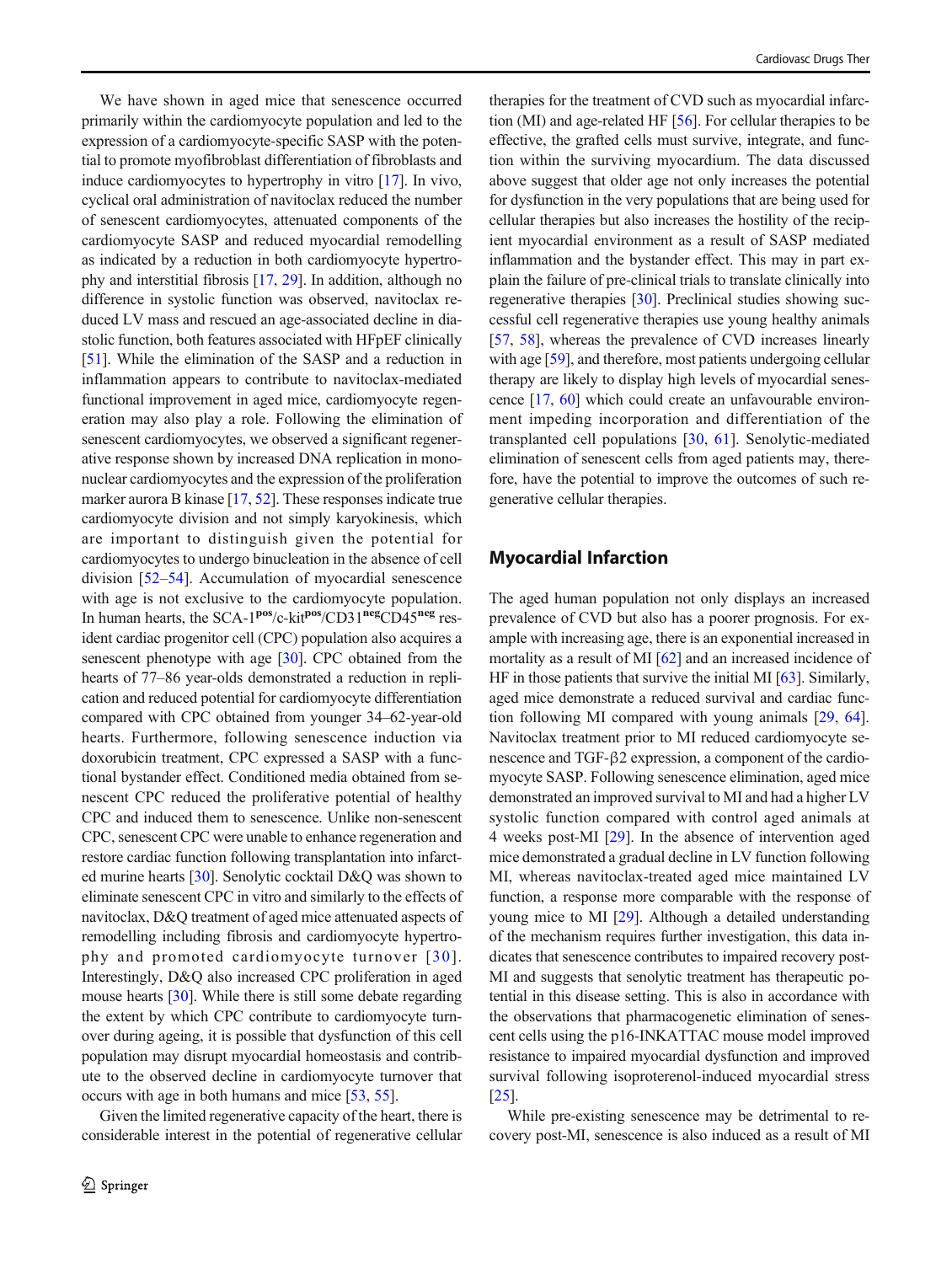We have shown in aged mice that senescence occurred primarily within the cardiomyocyte population and led to the expression of a cardiomyocyte-specific SASP with the potential to promote myofibroblast differentiation of fibroblasts and induce cardiomyocytes to hypertrophy in vitro [17]. In vivo, cyclical oral administration of navitoclax reduced the number of senescent cardiomyocytes, attenuated components of the cardiomyocyte SASP and reduced myocardial remodelling as indicated by a reduction in both cardiomyocyte hypertrophy and interstitial fibrosis [17, 29]. In addition, although no difference in systolic function was observed, navitoclax reduced LV mass and rescued an age-associated decline in diastolic function, both features associated with HFpEF clinically [51]. While the elimination of the SASP and a reduction in inflammation appears to contribute to navitoclax-mediated functional improvement in aged mice, cardiomyocyte regeneration may also play a role. Following the elimination of senescent cardiomyocytes, we observed a significant regenerative response shown by increased DNA replication in mononuclear cardiomyocytes and the expression of the proliferation marker aurora B kinase [17, 52]. These responses indicate true cardiomyocyte division and not simply karyokinesis, which are important to distinguish given the potential for cardiomyocytes to undergo binucleation in the absence of cell division [52–54]. Accumulation of myocardial senescence with age is not exclusive to the cardiomyocyte population. In human hearts, the SCA-1$^{pos}$/c-kit$^{pos}$/CD31$^{neg}$CD45$^{neg}$ resident cardiac progenitor cell (CPC) population also acquires a senescent phenotype with age [30]. CPC obtained from the hearts of 77–86 year-olds demonstrated a reduction in replication and reduced potential for cardiomyocyte differentiation compared with CPC obtained from younger 34–62-year-old hearts. Furthermore, following senescence induction via doxorubicin treatment, CPC expressed a SASP with a functional bystander effect. Conditioned media obtained from senescent CPC reduced the proliferative potential of healthy CPC and induced them to senescence. Unlike non-senescent CPC, senescent CPC were unable to enhance regeneration and restore cardiac function following transplantation into infarcted murine hearts [30]. Senolytic cocktail D&Q was shown to eliminate senescent CPC in vitro and similarly to the effects of navitoclax, D&Q treatment of aged mice attenuated aspects of remodelling including fibrosis and cardiomyocyte hypertrophy and promoted cardiomyocyte turnover [30]. Interestingly, D&Q also increased CPC proliferation in aged mouse hearts [30]. While there is still some debate regarding the extent by which CPC contribute to cardiomyocyte turnover during ageing, it is possible that dysfunction of this cell population may disrupt myocardial homeostasis and contribute to the observed decline in cardiomyocyte turnover that occurs with age in both humans and mice [53, 55].

Given the limited regenerative capacity of the heart, there is considerable interest in the potential of regenerative cellular therapies for the treatment of CVD such as myocardial infarction (MI) and age-related HF [56]. For cellular therapies to be effective, the grafted cells must survive, integrate, and function within the surviving myocardium. The data discussed above suggest that older age not only increases the potential for dysfunction in the very populations that are being used for cellular therapies but also increases the hostility of the recipient myocardial environment as a result of SASP mediated inflammation and the bystander effect. This may in part explain the failure of pre-clinical trials to translate clinically into regenerative therapies [30]. Preclinical studies showing successful cell regenerative therapies use young healthy animals [57, 58], whereas the prevalence of CVD increases linearly with age [59], and therefore, most patients undergoing cellular therapy are likely to display high levels of myocardial senescence [17, 60] which could create an unfavourable environment impeding incorporation and differentiation of the transplanted cell populations [30, 61]. Senolytic-mediated elimination of senescent cells from aged patients may, therefore, have the potential to improve the outcomes of such regenerative cellular therapies.

## Myocardial Infarction

The aged human population not only displays an increased prevalence of CVD but also has a poorer prognosis. For example with increasing age, there is an exponential increased in mortality as a result of MI [62] and an increased incidence of HF in those patients that survive the initial MI [63]. Similarly, aged mice demonstrate a reduced survival and cardiac function following MI compared with young animals [29, 64]. Navitoclax treatment prior to MI reduced cardiomyocyte senescence and TGF-β2 expression, a component of the cardiomyocyte SASP. Following senescence elimination, aged mice demonstrated an improved survival to MI and had a higher LV systolic function compared with control aged animals at 4 weeks post-MI [29]. In the absence of intervention aged mice demonstrated a gradual decline in LV function following MI, whereas navitoclax-treated aged mice maintained LV function, a response more comparable with the response of young mice to MI [29]. Although a detailed understanding of the mechanism requires further investigation, this data indicates that senescence contributes to impaired recovery post-MI and suggests that senolytic treatment has therapeutic potential in this disease setting. This is also in accordance with the observations that pharmacogenetic elimination of senescent cells using the p16-INKATTAC mouse model improved resistance to impaired myocardial dysfunction and improved survival following isoproterenol-induced myocardial stress [25].

While pre-existing senescence may be detrimental to recovery post-MI, senescence is also induced as a result of MI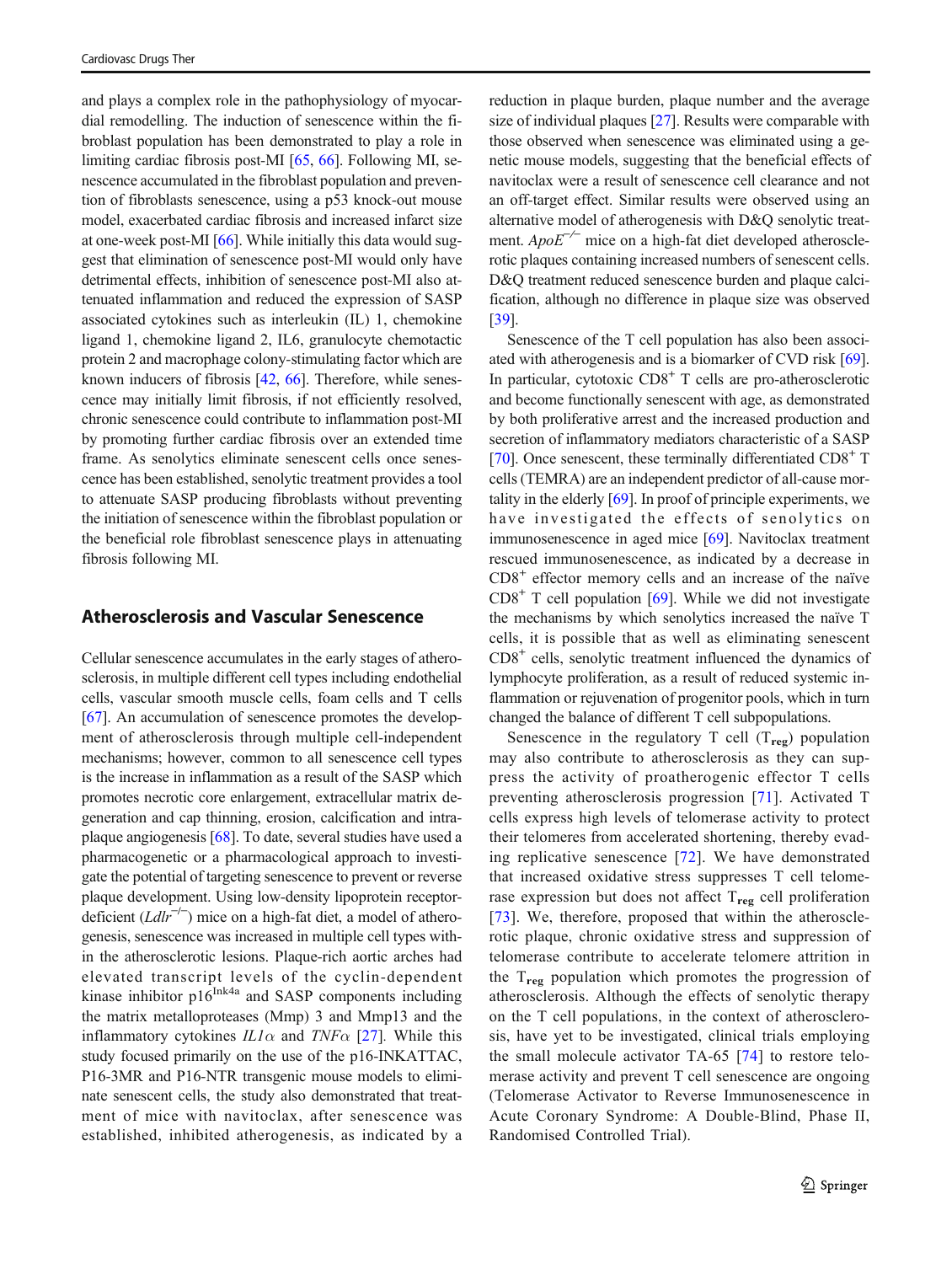and plays a complex role in the pathophysiology of myocardial remodelling. The induction of senescence within the fibroblast population has been demonstrated to play a role in limiting cardiac fibrosis post-MI [65, 66]. Following MI, senescence accumulated in the fibroblast population and prevention of fibroblasts senescence, using a p53 knock-out mouse model, exacerbated cardiac fibrosis and increased infarct size at one-week post-MI [66]. While initially this data would suggest that elimination of senescence post-MI would only have detrimental effects, inhibition of senescence post-MI also attenuated inflammation and reduced the expression of SASP associated cytokines such as interleukin (IL) 1, chemokine ligand 1, chemokine ligand 2, IL6, granulocyte chemotactic protein 2 and macrophage colony-stimulating factor which are known inducers of fibrosis [42, 66]. Therefore, while senescence may initially limit fibrosis, if not efficiently resolved, chronic senescence could contribute to inflammation post-MI by promoting further cardiac fibrosis over an extended time frame. As senolytics eliminate senescent cells once senescence has been established, senolytic treatment provides a tool to attenuate SASP producing fibroblasts without preventing the initiation of senescence within the fibroblast population or the beneficial role fibroblast senescence plays in attenuating fibrosis following MI.

## Atherosclerosis and Vascular Senescence

Cellular senescence accumulates in the early stages of atherosclerosis, in multiple different cell types including endothelial cells, vascular smooth muscle cells, foam cells and T cells [67]. An accumulation of senescence promotes the development of atherosclerosis through multiple cell-independent mechanisms; however, common to all senescence cell types is the increase in inflammation as a result of the SASP which promotes necrotic core enlargement, extracellular matrix degeneration and cap thinning, erosion, calcification and intraplaque angiogenesis [68]. To date, several studies have used a pharmacogenetic or a pharmacological approach to investigate the potential of targeting senescence to prevent or reverse plaque development. Using low-density lipoprotein receptor-deficient (*Ldlr*$^{-/-}$) mice on a high-fat diet, a model of atherogenesis, senescence was increased in multiple cell types within the atherosclerotic lesions. Plaque-rich aortic arches had elevated transcript levels of the cyclin-dependent kinase inhibitor p16$^{Ink4a}$ and SASP components including the matrix metalloproteases (Mmp) 3 and Mmp13 and the inflammatory cytokines *IL1α* and *TNFα* [27]. While this study focused primarily on the use of the p16-INKATTAC, P16-3MR and P16-NTR transgenic mouse models to eliminate senescent cells, the study also demonstrated that treatment of mice with navitoclax, after senescence was established, inhibited atherogenesis, as indicated by a reduction in plaque burden, plaque number and the average size of individual plaques [27]. Results were comparable with those observed when senescence was eliminated using a genetic mouse models, suggesting that the beneficial effects of navitoclax were a result of senescence cell clearance and not an off-target effect. Similar results were observed using an alternative model of atherogenesis with D&Q senolytic treatment. *ApoE*$^{-/-}$ mice on a high-fat diet developed atherosclerotic plaques containing increased numbers of senescent cells. D&Q treatment reduced senescence burden and plaque calcification, although no difference in plaque size was observed [39].

Senescence of the T cell population has also been associated with atherogenesis and is a biomarker of CVD risk [69]. In particular, cytotoxic CD8$^+$ T cells are pro-atherosclerotic and become functionally senescent with age, as demonstrated by both proliferative arrest and the increased production and secretion of inflammatory mediators characteristic of a SASP [70]. Once senescent, these terminally differentiated CD8$^+$ T cells (TEMRA) are an independent predictor of all-cause mortality in the elderly [69]. In proof of principle experiments, we have investigated the effects of senolytics on immunosenescence in aged mice [69]. Navitoclax treatment rescued immunosenescence, as indicated by a decrease in CD8$^+$ effector memory cells and an increase of the naïve CD8$^+$ T cell population [69]. While we did not investigate the mechanisms by which senolytics increased the naïve T cells, it is possible that as well as eliminating senescent CD8$^+$ cells, senolytic treatment influenced the dynamics of lymphocyte proliferation, as a result of reduced systemic inflammation or rejuvenation of progenitor pools, which in turn changed the balance of different T cell subpopulations.

Senescence in the regulatory T cell ($T_{reg}$) population may also contribute to atherosclerosis as they can suppress the activity of proatherogenic effector T cells preventing atherosclerosis progression [71]. Activated T cells express high levels of telomerase activity to protect their telomeres from accelerated shortening, thereby evading replicative senescence [72]. We have demonstrated that increased oxidative stress suppresses T cell telomerase expression but does not affect $T_{reg}$ cell proliferation [73]. We, therefore, proposed that within the atherosclerotic plaque, chronic oxidative stress and suppression of telomerase contribute to accelerate telomere attrition in the $T_{reg}$ population which promotes the progression of atherosclerosis. Although the effects of senolytic therapy on the T cell populations, in the context of atherosclerosis, have yet to be investigated, clinical trials employing the small molecule activator TA-65 [74] to restore telomerase activity and prevent T cell senescence are ongoing (Telomerase Activator to Reverse Immunosenescence in Acute Coronary Syndrome: A Double-Blind, Phase II, Randomised Controlled Trial).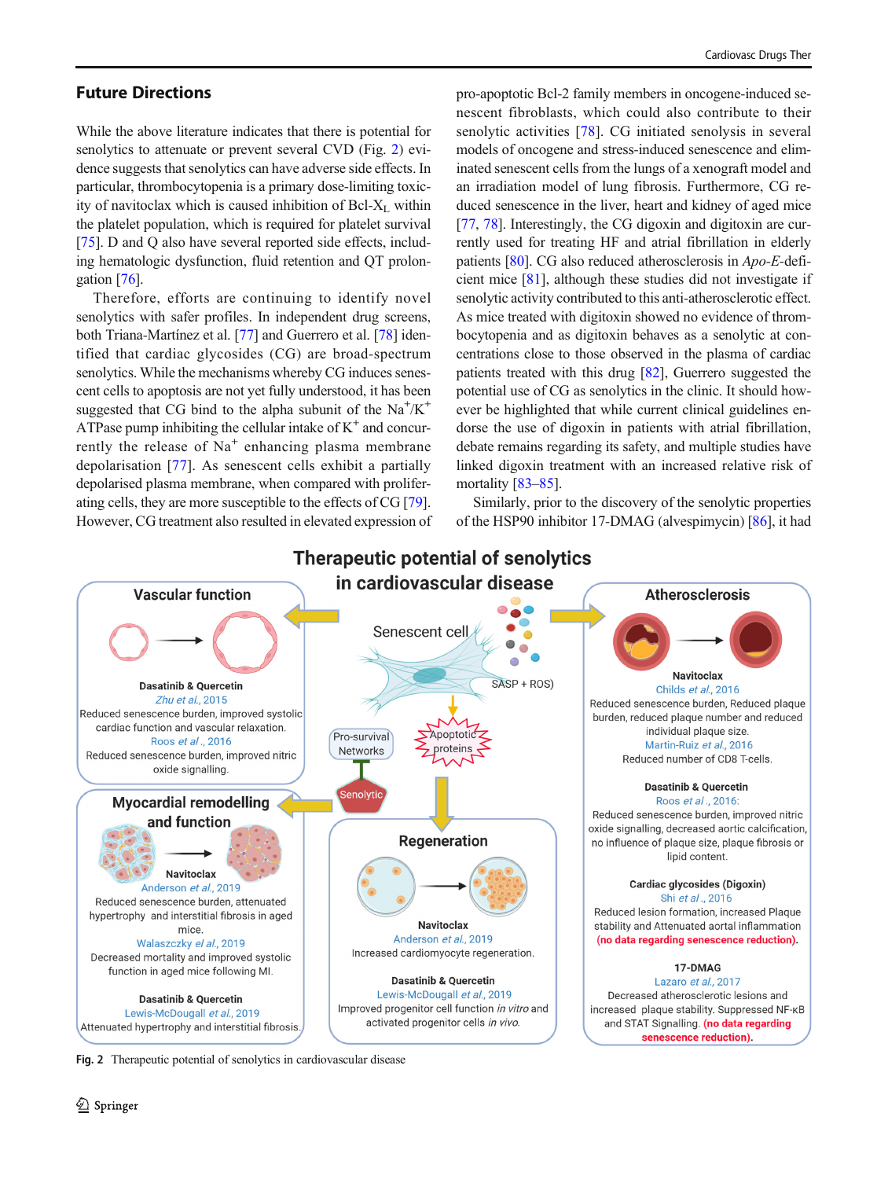## Future Directions

While the above literature indicates that there is potential for senolytics to attenuate or prevent several CVD (Fig. 2) evidence suggests that senolytics can have adverse side effects. In particular, thrombocytopenia is a primary dose-limiting toxicity of navitoclax which is caused inhibition of Bcl-$X_L$ within the platelet population, which is required for platelet survival [75]. D and Q also have several reported side effects, including hematologic dysfunction, fluid retention and QT prolongation [76].

Therefore, efforts are continuing to identify novel senolytics with safer profiles. In independent drug screens, both Triana-Martínez et al. [77] and Guerrero et al. [78] identified that cardiac glycosides (CG) are broad-spectrum senolytics. While the mechanisms whereby CG induces senescent cells to apoptosis are not yet fully understood, it has been suggested that CG bind to the alpha subunit of the $Na^+/K^+$ ATPase pump inhibiting the cellular intake of $K^+$ and concurrently the release of $Na^+$ enhancing plasma membrane depolarisation [77]. As senescent cells exhibit a partially depolarised plasma membrane, when compared with proliferating cells, they are more susceptible to the effects of CG [79]. However, CG treatment also resulted in elevated expression of pro-apoptotic Bcl-2 family members in oncogene-induced senescent fibroblasts, which could also contribute to their senolytic activities [78]. CG initiated senolysis in several models of oncogene and stress-induced senescence and eliminated senescent cells from the lungs of a xenograft model and an irradiation model of lung fibrosis. Furthermore, CG reduced senescence in the liver, heart and kidney of aged mice [77, 78]. Interestingly, the CG digoxin and digitoxin are currently used for treating HF and atrial fibrillation in elderly patients [80]. CG also reduced atherosclerosis in *Apo-E*-deficient mice [81], although these studies did not investigate if senolytic activity contributed to this anti-atherosclerotic effect. As mice treated with digitoxin showed no evidence of thrombocytopenia and as digitoxin behaves as a senolytic at concentrations close to those observed in the plasma of cardiac patients treated with this drug [82], Guerrero suggested the potential use of CG as senolytics in the clinic. It should however be highlighted that while current clinical guidelines endorse the use of digoxin in patients with atrial fibrillation, debate remains regarding its safety, and multiple studies have linked digoxin treatment with an increased relative risk of mortality [83–85].

Similarly, prior to the discovery of the senolytic properties of the HSP90 inhibitor 17-DMAG (alvespimycin) [86], it had

Fig. 2 Therapeutic potential of senolytics in cardiovascular disease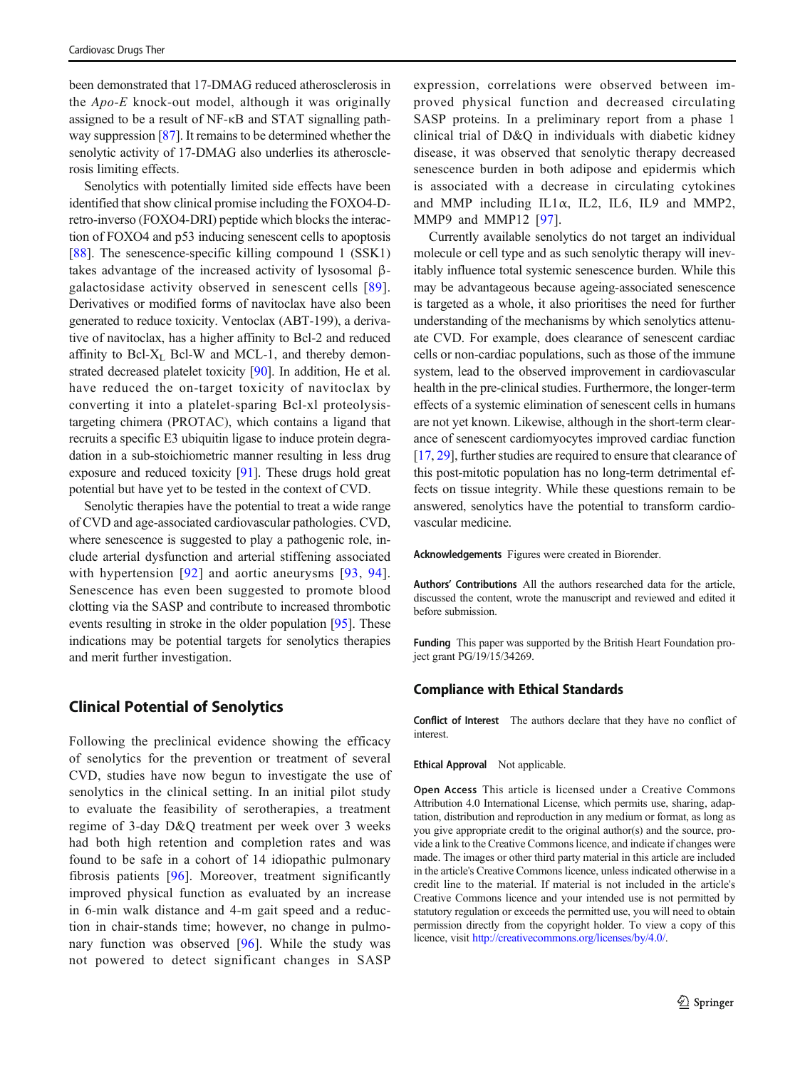been demonstrated that 17-DMAG reduced atherosclerosis in the *Apo-E* knock-out model, although it was originally assigned to be a result of NF-κB and STAT signalling pathway suppression [87]. It remains to be determined whether the senolytic activity of 17-DMAG also underlies its atherosclerosis limiting effects.

Senolytics with potentially limited side effects have been identified that show clinical promise including the FOXO4-D-retro-inverso (FOXO4-DRI) peptide which blocks the interaction of FOXO4 and p53 inducing senescent cells to apoptosis [88]. The senescence-specific killing compound 1 (SSK1) takes advantage of the increased activity of lysosomal β-galactosidase activity observed in senescent cells [89]. Derivatives or modified forms of navitoclax have also been generated to reduce toxicity. Ventoclax (ABT-199), a derivative of navitoclax, has a higher affinity to Bcl-2 and reduced affinity to Bcl-$X_L$ Bcl-W and MCL-1, and thereby demonstrated decreased platelet toxicity [90]. In addition, He et al. have reduced the on-target toxicity of navitoclax by converting it into a platelet-sparing Bcl-xl proteolysis-targeting chimera (PROTAC), which contains a ligand that recruits a specific E3 ubiquitin ligase to induce protein degradation in a sub-stoichiometric manner resulting in less drug exposure and reduced toxicity [91]. These drugs hold great potential but have yet to be tested in the context of CVD.

Senolytic therapies have the potential to treat a wide range of CVD and age-associated cardiovascular pathologies. CVD, where senescence is suggested to play a pathogenic role, include arterial dysfunction and arterial stiffening associated with hypertension [92] and aortic aneurysms [93, 94]. Senescence has even been suggested to promote blood clotting via the SASP and contribute to increased thrombotic events resulting in stroke in the older population [95]. These indications may be potential targets for senolytics therapies and merit further investigation.

## Clinical Potential of Senolytics

Following the preclinical evidence showing the efficacy of senolytics for the prevention or treatment of several CVD, studies have now begun to investigate the use of senolytics in the clinical setting. In an initial pilot study to evaluate the feasibility of serotherapies, a treatment regime of 3-day D&Q treatment per week over 3 weeks had both high retention and completion rates and was found to be safe in a cohort of 14 idiopathic pulmonary fibrosis patients [96]. Moreover, treatment significantly improved physical function as evaluated by an increase in 6-min walk distance and 4-m gait speed and a reduction in chair-stands time; however, no change in pulmonary function was observed [96]. While the study was not powered to detect significant changes in SASP expression, correlations were observed between improved physical function and decreased circulating SASP proteins. In a preliminary report from a phase 1 clinical trial of D&Q in individuals with diabetic kidney disease, it was observed that senolytic therapy decreased senescence burden in both adipose and epidermis which is associated with a decrease in circulating cytokines and MMP including IL1α, IL2, IL6, IL9 and MMP2, MMP9 and MMP12 [97].

Currently available senolytics do not target an individual molecule or cell type and as such senolytic therapy will inevitably influence total systemic senescence burden. While this may be advantageous because ageing-associated senescence is targeted as a whole, it also prioritises the need for further understanding of the mechanisms by which senolytics attenuate CVD. For example, does clearance of senescent cardiac cells or non-cardiac populations, such as those of the immune system, lead to the observed improvement in cardiovascular health in the pre-clinical studies. Furthermore, the longer-term effects of a systemic elimination of senescent cells in humans are not yet known. Likewise, although in the short-term clearance of senescent cardiomyocytes improved cardiac function [17, 29], further studies are required to ensure that clearance of this post-mitotic population has no long-term detrimental effects on tissue integrity. While these questions remain to be answered, senolytics have the potential to transform cardiovascular medicine.

**Acknowledgements** Figures were created in Biorender.

**Authors' Contributions** All the authors researched data for the article, discussed the content, wrote the manuscript and reviewed and edited it before submission.

**Funding** This paper was supported by the British Heart Foundation project grant PG/19/15/34269.

### Compliance with Ethical Standards

**Conflict of Interest** The authors declare that they have no conflict of interest.

**Ethical Approval** Not applicable.

**Open Access** This article is licensed under a Creative Commons Attribution 4.0 International License, which permits use, sharing, adaptation, distribution and reproduction in any medium or format, as long as you give appropriate credit to the original author(s) and the source, provide a link to the Creative Commons licence, and indicate if changes were made. The images or other third party material in this article are included in the article's Creative Commons licence, unless indicated otherwise in a credit line to the material. If material is not included in the article's Creative Commons licence and your intended use is not permitted by statutory regulation or exceeds the permitted use, you will need to obtain permission directly from the copyright holder. To view a copy of this licence, visit http://creativecommons.org/licenses/by/4.0/.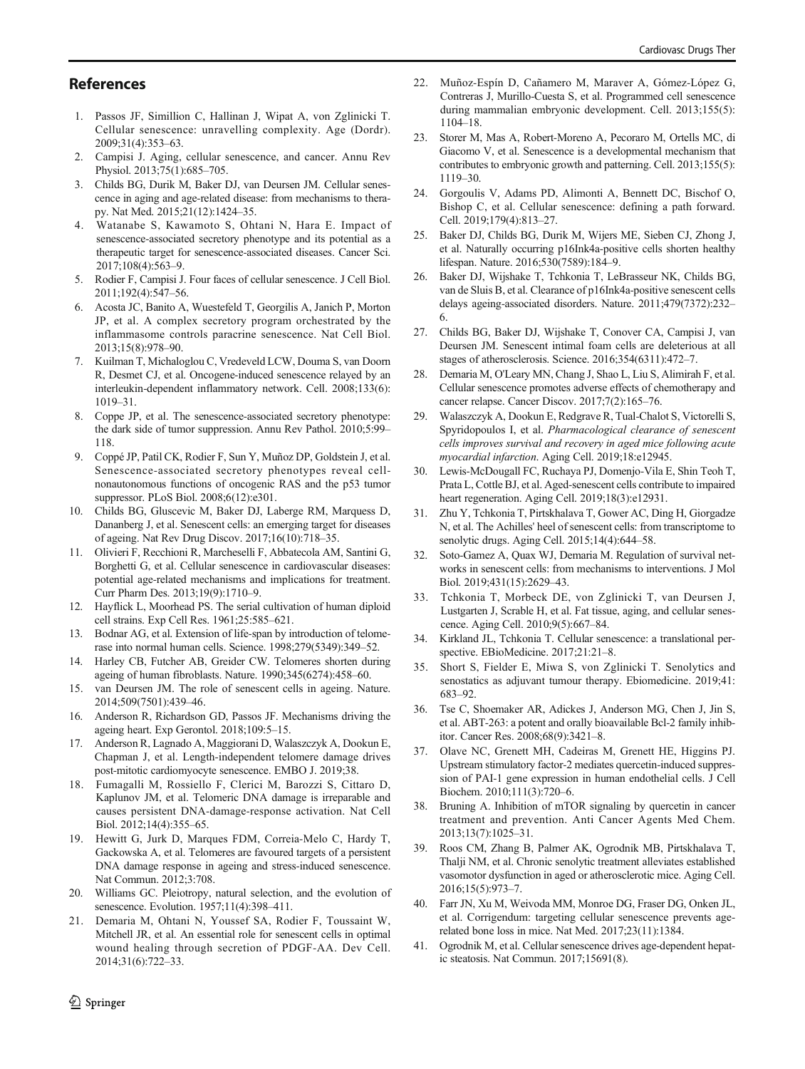## References

1. Passos JF, Simillion C, Hallinan J, Wipat A, von Zglinicki T. Cellular senescence: unravelling complexity. Age (Dordr). 2009;31(4):353–63.
2. Campisi J. Aging, cellular senescence, and cancer. Annu Rev Physiol. 2013;75(1):685–705.
3. Childs BG, Durik M, Baker DJ, van Deursen JM. Cellular senescence in aging and age-related disease: from mechanisms to therapy. Nat Med. 2015;21(12):1424–35.
4. Watanabe S, Kawamoto S, Ohtani N, Hara E. Impact of senescence-associated secretory phenotype and its potential as a therapeutic target for senescence-associated diseases. Cancer Sci. 2017;108(4):563–9.
5. Rodier F, Campisi J. Four faces of cellular senescence. J Cell Biol. 2011;192(4):547–56.
6. Acosta JC, Banito A, Wuestefeld T, Georgilis A, Janich P, Morton JP, et al. A complex secretory program orchestrated by the inflammasome controls paracrine senescence. Nat Cell Biol. 2013;15(8):978–90.
7. Kuilman T, Michaloglou C, Vredeveld LCW, Douma S, van Doorn R, Desmet CJ, et al. Oncogene-induced senescence relayed by an interleukin-dependent inflammatory network. Cell. 2008;133(6): 1019–31.
8. Coppe JP, et al. The senescence-associated secretory phenotype: the dark side of tumor suppression. Annu Rev Pathol. 2010;5:99–118.
9. Coppé JP, Patil CK, Rodier F, Sun Y, Muñoz DP, Goldstein J, et al. Senescence-associated secretory phenotypes reveal cell-nonautonomous functions of oncogenic RAS and the p53 tumor suppressor. PLoS Biol. 2008;6(12):e301.
10. Childs BG, Gluscevic M, Baker DJ, Laberge RM, Marquess D, Dananberg J, et al. Senescent cells: an emerging target for diseases of ageing. Nat Rev Drug Discov. 2017;16(10):718–35.
11. Olivieri F, Recchioni R, Marcheselli F, Abbatecola AM, Santini G, Borghetti G, et al. Cellular senescence in cardiovascular diseases: potential age-related mechanisms and implications for treatment. Curr Pharm Des. 2013;19(9):1710–9.
12. Hayflick L, Moorhead PS. The serial cultivation of human diploid cell strains. Exp Cell Res. 1961;25:585–621.
13. Bodnar AG, et al. Extension of life-span by introduction of telomerase into normal human cells. Science. 1998;279(5349):349–52.
14. Harley CB, Futcher AB, Greider CW. Telomeres shorten during ageing of human fibroblasts. Nature. 1990;345(6274):458–60.
15. van Deursen JM. The role of senescent cells in ageing. Nature. 2014;509(7501):439–46.
16. Anderson R, Richardson GD, Passos JF. Mechanisms driving the ageing heart. Exp Gerontol. 2018;109:5–15.
17. Anderson R, Lagnado A, Maggiorani D, Walaszczyk A, Dookun E, Chapman J, et al. Length-independent telomere damage drives post-mitotic cardiomyocyte senescence. EMBO J. 2019;38.
18. Fumagalli M, Rossiello F, Clerici M, Barozzi S, Cittaro D, Kaplunov JM, et al. Telomeric DNA damage is irreparable and causes persistent DNA-damage-response activation. Nat Cell Biol. 2012;14(4):355–65.
19. Hewitt G, Jurk D, Marques FDM, Correia-Melo C, Hardy T, Gackowska A, et al. Telomeres are favoured targets of a persistent DNA damage response in ageing and stress-induced senescence. Nat Commun. 2012;3:708.
20. Williams GC. Pleiotropy, natural selection, and the evolution of senescence. Evolution. 1957;11(4):398–411.
21. Demaria M, Ohtani N, Youssef SA, Rodier F, Toussaint W, Mitchell JR, et al. An essential role for senescent cells in optimal wound healing through secretion of PDGF-AA. Dev Cell. 2014;31(6):722–33.
22. Muñoz-Espín D, Cañamero M, Maraver A, Gómez-López G, Contreras J, Murillo-Cuesta S, et al. Programmed cell senescence during mammalian embryonic development. Cell. 2013;155(5): 1104–18.
23. Storer M, Mas A, Robert-Moreno A, Pecoraro M, Ortells MC, di Giacomo V, et al. Senescence is a developmental mechanism that contributes to embryonic growth and patterning. Cell. 2013;155(5): 1119–30.
24. Gorgoulis V, Adams PD, Alimonti A, Bennett DC, Bischof O, Bishop C, et al. Cellular senescence: defining a path forward. Cell. 2019;179(4):813–27.
25. Baker DJ, Childs BG, Durik M, Wijers ME, Sieben CJ, Zhong J, et al. Naturally occurring p16Ink4a-positive cells shorten healthy lifespan. Nature. 2016;530(7589):184–9.
26. Baker DJ, Wijshake T, Tchkonia T, LeBrasseur NK, Childs BG, van de Sluis B, et al. Clearance of p16Ink4a-positive senescent cells delays ageing-associated disorders. Nature. 2011;479(7372):232–6.
27. Childs BG, Baker DJ, Wijshake T, Conover CA, Campisi J, van Deursen JM. Senescent intimal foam cells are deleterious at all stages of atherosclerosis. Science. 2016;354(6311):472–7.
28. Demaria M, O'Leary MN, Chang J, Shao L, Liu S, Alimirah F, et al. Cellular senescence promotes adverse effects of chemotherapy and cancer relapse. Cancer Discov. 2017;7(2):165–76.
29. Walaszczyk A, Dookun E, Redgrave R, Tual-Chalot S, Victorelli S, Spyridopoulos I, et al. *Pharmacological clearance of senescent cells improves survival and recovery in aged mice following acute myocardial infarction*. Aging Cell. 2019;18:e12945.
30. Lewis-McDougall FC, Ruchaya PJ, Domenjo-Vila E, Shin Teoh T, Prata L, Cottle BJ, et al. Aged-senescent cells contribute to impaired heart regeneration. Aging Cell. 2019;18(3):e12931.
31. Zhu Y, Tchkonia T, Pirtskhalava T, Gower AC, Ding H, Giorgadze N, et al. The Achilles' heel of senescent cells: from transcriptome to senolytic drugs. Aging Cell. 2015;14(4):644–58.
32. Soto-Gamez A, Quax WJ, Demaria M. Regulation of survival networks in senescent cells: from mechanisms to interventions. J Mol Biol. 2019;431(15):2629–43.
33. Tchkonia T, Morbeck DE, von Zglinicki T, van Deursen J, Lustgarten J, Scrable H, et al. Fat tissue, aging, and cellular senescence. Aging Cell. 2010;9(5):667–84.
34. Kirkland JL, Tchkonia T. Cellular senescence: a translational perspective. EBioMedicine. 2017;21:21–8.
35. Short S, Fielder E, Miwa S, von Zglinicki T. Senolytics and senostatics as adjuvant tumour therapy. Ebiomedicine. 2019;41: 683–92.
36. Tse C, Shoemaker AR, Adickes J, Anderson MG, Chen J, Jin S, et al. ABT-263: a potent and orally bioavailable Bcl-2 family inhibitor. Cancer Res. 2008;68(9):3421–8.
37. Olave NC, Grenett MH, Cadeiras M, Grenett HE, Higgins PJ. Upstream stimulatory factor-2 mediates quercetin-induced suppression of PAI-1 gene expression in human endothelial cells. J Cell Biochem. 2010;111(3):720–6.
38. Bruning A. Inhibition of mTOR signaling by quercetin in cancer treatment and prevention. Anti Cancer Agents Med Chem. 2013;13(7):1025–31.
39. Roos CM, Zhang B, Palmer AK, Ogrodnik MB, Pirtskhalava T, Thalji NM, et al. Chronic senolytic treatment alleviates established vasomotor dysfunction in aged or atherosclerotic mice. Aging Cell. 2016;15(5):973–7.
40. Farr JN, Xu M, Weivoda MM, Monroe DG, Fraser DG, Onken JL, et al. Corrigendum: targeting cellular senescence prevents age-related bone loss in mice. Nat Med. 2017;23(11):1384.
41. Ogrodnik M, et al. Cellular senescence drives age-dependent hepatic steatosis. Nat Commun. 2017;15691(8).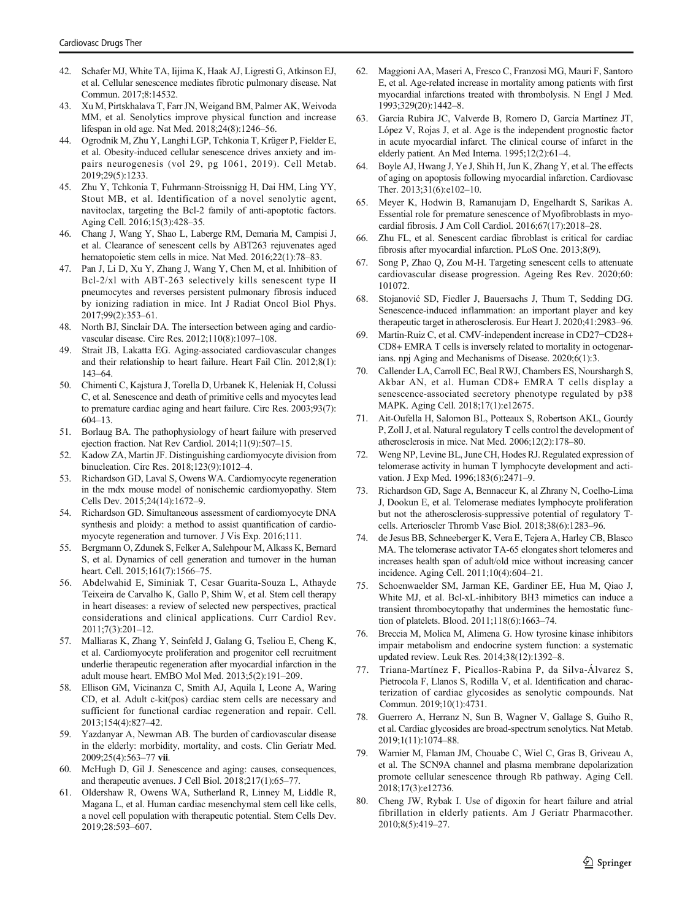42. Schafer MJ, White TA, Iijima K, Haak AJ, Ligresti G, Atkinson EJ, et al. Cellular senescence mediates fibrotic pulmonary disease. Nat Commun. 2017;8:14532.
43. Xu M, Pirtskhalava T, Farr JN, Weigand BM, Palmer AK, Weivoda MM, et al. Senolytics improve physical function and increase lifespan in old age. Nat Med. 2018;24(8):1246–56.
44. Ogrodnik M, Zhu Y, Langhi LGP, Tchkonia T, Krüger P, Fielder E, et al. Obesity-induced cellular senescence drives anxiety and impairs neurogenesis (vol 29, pg 1061, 2019). Cell Metab. 2019;29(5):1233.
45. Zhu Y, Tchkonia T, Fuhrmann-Stroissnigg H, Dai HM, Ling YY, Stout MB, et al. Identification of a novel senolytic agent, navitoclax, targeting the Bcl-2 family of anti-apoptotic factors. Aging Cell. 2016;15(3):428–35.
46. Chang J, Wang Y, Shao L, Laberge RM, Demaria M, Campisi J, et al. Clearance of senescent cells by ABT263 rejuvenates aged hematopoietic stem cells in mice. Nat Med. 2016;22(1):78–83.
47. Pan J, Li D, Xu Y, Zhang J, Wang Y, Chen M, et al. Inhibition of Bcl-2/xl with ABT-263 selectively kills senescent type II pneumocytes and reverses persistent pulmonary fibrosis induced by ionizing radiation in mice. Int J Radiat Oncol Biol Phys. 2017;99(2):353–61.
48. North BJ, Sinclair DA. The intersection between aging and cardiovascular disease. Circ Res. 2012;110(8):1097–108.
49. Strait JB, Lakatta EG. Aging-associated cardiovascular changes and their relationship to heart failure. Heart Fail Clin. 2012;8(1): 143–64.
50. Chimenti C, Kajstura J, Torella D, Urbanek K, Heleniak H, Colussi C, et al. Senescence and death of primitive cells and myocytes lead to premature cardiac aging and heart failure. Circ Res. 2003;93(7): 604–13.
51. Borlaug BA. The pathophysiology of heart failure with preserved ejection fraction. Nat Rev Cardiol. 2014;11(9):507–15.
52. Kadow ZA, Martin JF. Distinguishing cardiomyocyte division from binucleation. Circ Res. 2018;123(9):1012–4.
53. Richardson GD, Laval S, Owens WA. Cardiomyocyte regeneration in the mdx mouse model of nonischemic cardiomyopathy. Stem Cells Dev. 2015;24(14):1672–9.
54. Richardson GD. Simultaneous assessment of cardiomyocyte DNA synthesis and ploidy: a method to assist quantification of cardiomyocyte regeneration and turnover. J Vis Exp. 2016;111.
55. Bergmann O, Zdunek S, Felker A, Salehpour M, Alkass K, Bernard S, et al. Dynamics of cell generation and turnover in the human heart. Cell. 2015;161(7):1566–75.
56. Abdelwahid E, Siminiak T, Cesar Guarita-Souza L, Athayde Teixeira de Carvalho K, Gallo P, Shim W, et al. Stem cell therapy in heart diseases: a review of selected new perspectives, practical considerations and clinical applications. Curr Cardiol Rev. 2011;7(3):201–12.
57. Malliaras K, Zhang Y, Seinfeld J, Galang G, Tseliou E, Cheng K, et al. Cardiomyocyte proliferation and progenitor cell recruitment underlie therapeutic regeneration after myocardial infarction in the adult mouse heart. EMBO Mol Med. 2013;5(2):191–209.
58. Ellison GM, Vicinanza C, Smith AJ, Aquila I, Leone A, Waring CD, et al. Adult c-kit(pos) cardiac stem cells are necessary and sufficient for functional cardiac regeneration and repair. Cell. 2013;154(4):827–42.
59. Yazdanyar A, Newman AB. The burden of cardiovascular disease in the elderly: morbidity, mortality, and costs. Clin Geriatr Med. 2009;25(4):563–77 **vii**.
60. McHugh D, Gil J. Senescence and aging: causes, consequences, and therapeutic avenues. J Cell Biol. 2018;217(1):65–77.
61. Oldershaw R, Owens WA, Sutherland R, Linney M, Liddle R, Magana L, et al. Human cardiac mesenchymal stem cell like cells, a novel cell population with therapeutic potential. Stem Cells Dev. 2019;28:593–607.
62. Maggioni AA, Maseri A, Fresco C, Franzosi MG, Mauri F, Santoro E, et al. Age-related increase in mortality among patients with first myocardial infarctions treated with thrombolysis. N Engl J Med. 1993;329(20):1442–8.
63. García Rubira JC, Valverde B, Romero D, García Martínez JT, López V, Rojas J, et al. Age is the independent prognostic factor in acute myocardial infarct. The clinical course of infarct in the elderly patient. An Med Interna. 1995;12(2):61–4.
64. Boyle AJ, Hwang J, Ye J, Shih H, Jun K, Zhang Y, et al. The effects of aging on apoptosis following myocardial infarction. Cardiovasc Ther. 2013;31(6):e102–10.
65. Meyer K, Hodwin B, Ramanujam D, Engelhardt S, Sarikas A. Essential role for premature senescence of Myofibroblasts in myocardial fibrosis. J Am Coll Cardiol. 2016;67(17):2018–28.
66. Zhu FL, et al. Senescent cardiac fibroblast is critical for cardiac fibrosis after myocardial infarction. PLoS One. 2013;8(9).
67. Song P, Zhao Q, Zou M-H. Targeting senescent cells to attenuate cardiovascular disease progression. Ageing Res Rev. 2020;60: 101072.
68. Stojanović SD, Fiedler J, Bauersachs J, Thum T, Sedding DG. Senescence-induced inflammation: an important player and key therapeutic target in atherosclerosis. Eur Heart J. 2020;41:2983–96.
69. Martin-Ruiz C, et al. CMV-independent increase in CD27−CD28+ CD8+ EMRA T cells is inversely related to mortality in octogenarians. npj Aging and Mechanisms of Disease. 2020;6(1):3.
70. Callender LA, Carroll EC, Beal RWJ, Chambers ES, Nourshargh S, Akbar AN, et al. Human CD8+ EMRA T cells display a senescence-associated secretory phenotype regulated by p38 MAPK. Aging Cell. 2018;17(1):e12675.
71. Ait-Oufella H, Salomon BL, Potteaux S, Robertson AKL, Gourdy P, Zoll J, et al. Natural regulatory T cells control the development of atherosclerosis in mice. Nat Med. 2006;12(2):178–80.
72. Weng NP, Levine BL, June CH, Hodes RJ. Regulated expression of telomerase activity in human T lymphocyte development and activation. J Exp Med. 1996;183(6):2471–9.
73. Richardson GD, Sage A, Bennaceur K, al Zhrany N, Coelho-Lima J, Dookun E, et al. Telomerase mediates lymphocyte proliferation but not the atherosclerosis-suppressive potential of regulatory T-cells. Arterioscler Thromb Vasc Biol. 2018;38(6):1283–96.
74. de Jesus BB, Schneeberger K, Vera E, Tejera A, Harley CB, Blasco MA. The telomerase activator TA-65 elongates short telomeres and increases health span of adult/old mice without increasing cancer incidence. Aging Cell. 2011;10(4):604–21.
75. Schoenwaelder SM, Jarman KE, Gardiner EE, Hua M, Qiao J, White MJ, et al. Bcl-xL-inhibitory BH3 mimetics can induce a transient thrombocytopathy that undermines the hemostatic function of platelets. Blood. 2011;118(6):1663–74.
76. Breccia M, Molica M, Alimena G. How tyrosine kinase inhibitors impair metabolism and endocrine system function: a systematic updated review. Leuk Res. 2014;38(12):1392–8.
77. Triana-Martínez F, Picallos-Rabina P, da Silva-Álvarez S, Pietrocola F, Llanos S, Rodilla V, et al. Identification and characterization of cardiac glycosides as senolytic compounds. Nat Commun. 2019;10(1):4731.
78. Guerrero A, Herranz N, Sun B, Wagner V, Gallage S, Guiho R, et al. Cardiac glycosides are broad-spectrum senolytics. Nat Metab. 2019;1(11):1074–88.
79. Warnier M, Flaman JM, Chouabe C, Wiel C, Gras B, Griveau A, et al. The SCN9A channel and plasma membrane depolarization promote cellular senescence through Rb pathway. Aging Cell. 2018;17(3):e12736.
80. Cheng JW, Rybak I. Use of digoxin for heart failure and atrial fibrillation in elderly patients. Am J Geriatr Pharmacother. 2010;8(5):419–27.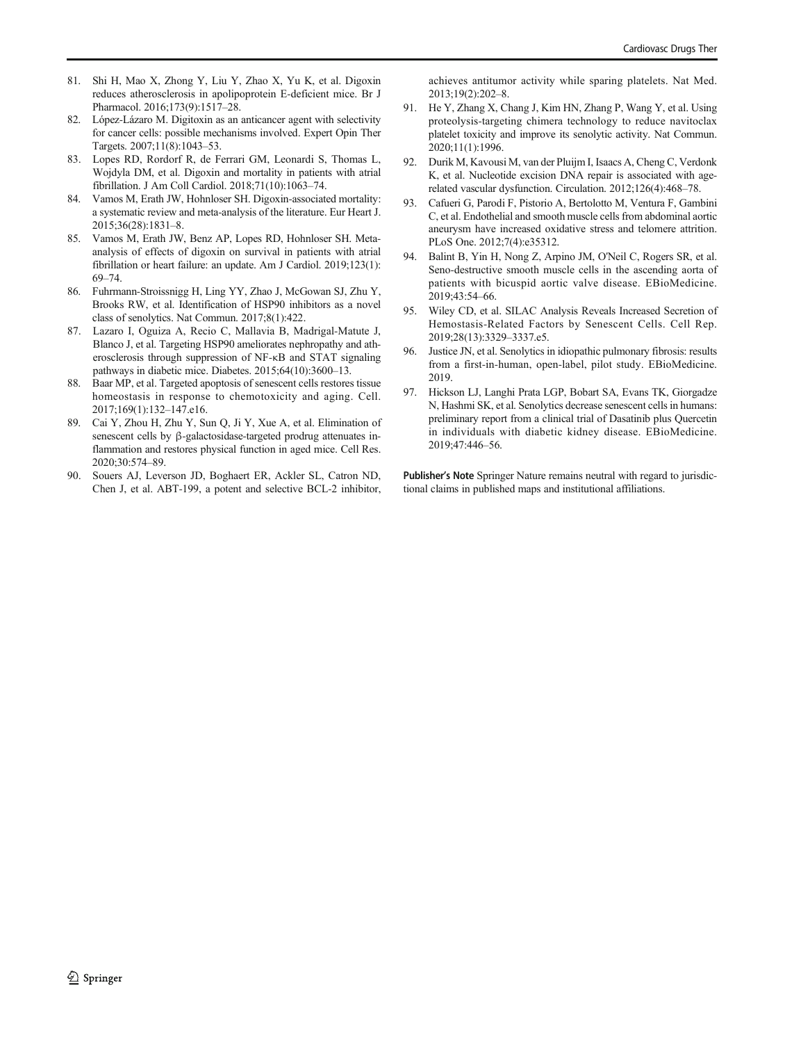81. Shi H, Mao X, Zhong Y, Liu Y, Zhao X, Yu K, et al. Digoxin reduces atherosclerosis in apolipoprotein E-deficient mice. Br J Pharmacol. 2016;173(9):1517–28.
82. López-Lázaro M. Digitoxin as an anticancer agent with selectivity for cancer cells: possible mechanisms involved. Expert Opin Ther Targets. 2007;11(8):1043–53.
83. Lopes RD, Rordorf R, de Ferrari GM, Leonardi S, Thomas L, Wojdyla DM, et al. Digoxin and mortality in patients with atrial fibrillation. J Am Coll Cardiol. 2018;71(10):1063–74.
84. Vamos M, Erath JW, Hohnloser SH. Digoxin-associated mortality: a systematic review and meta-analysis of the literature. Eur Heart J. 2015;36(28):1831–8.
85. Vamos M, Erath JW, Benz AP, Lopes RD, Hohnloser SH. Meta-analysis of effects of digoxin on survival in patients with atrial fibrillation or heart failure: an update. Am J Cardiol. 2019;123(1): 69–74.
86. Fuhrmann-Stroissnigg H, Ling YY, Zhao J, McGowan SJ, Zhu Y, Brooks RW, et al. Identification of HSP90 inhibitors as a novel class of senolytics. Nat Commun. 2017;8(1):422.
87. Lazaro I, Oguiza A, Recio C, Mallavia B, Madrigal-Matute J, Blanco J, et al. Targeting HSP90 ameliorates nephropathy and atherosclerosis through suppression of NF-κB and STAT signaling pathways in diabetic mice. Diabetes. 2015;64(10):3600–13.
88. Baar MP, et al. Targeted apoptosis of senescent cells restores tissue homeostasis in response to chemotoxicity and aging. Cell. 2017;169(1):132–147.e16.
89. Cai Y, Zhou H, Zhu Y, Sun Q, Ji Y, Xue A, et al. Elimination of senescent cells by β-galactosidase-targeted prodrug attenuates inflammation and restores physical function in aged mice. Cell Res. 2020;30:574–89.
90. Souers AJ, Leverson JD, Boghaert ER, Ackler SL, Catron ND, Chen J, et al. ABT-199, a potent and selective BCL-2 inhibitor, achieves antitumor activity while sparing platelets. Nat Med. 2013;19(2):202–8.
91. He Y, Zhang X, Chang J, Kim HN, Zhang P, Wang Y, et al. Using proteolysis-targeting chimera technology to reduce navitoclax platelet toxicity and improve its senolytic activity. Nat Commun. 2020;11(1):1996.
92. Durik M, Kavousi M, van der Pluijm I, Isaacs A, Cheng C, Verdonk K, et al. Nucleotide excision DNA repair is associated with age-related vascular dysfunction. Circulation. 2012;126(4):468–78.
93. Cafueri G, Parodi F, Pistorio A, Bertolotto M, Ventura F, Gambini C, et al. Endothelial and smooth muscle cells from abdominal aortic aneurysm have increased oxidative stress and telomere attrition. PLoS One. 2012;7(4):e35312.
94. Balint B, Yin H, Nong Z, Arpino JM, O'Neil C, Rogers SR, et al. Seno-destructive smooth muscle cells in the ascending aorta of patients with bicuspid aortic valve disease. EBioMedicine. 2019;43:54–66.
95. Wiley CD, et al. SILAC Analysis Reveals Increased Secretion of Hemostasis-Related Factors by Senescent Cells. Cell Rep. 2019;28(13):3329–3337.e5.
96. Justice JN, et al. Senolytics in idiopathic pulmonary fibrosis: results from a first-in-human, open-label, pilot study. EBioMedicine. 2019.
97. Hickson LJ, Langhi Prata LGP, Bobart SA, Evans TK, Giorgadze N, Hashmi SK, et al. Senolytics decrease senescent cells in humans: preliminary report from a clinical trial of Dasatinib plus Quercetin in individuals with diabetic kidney disease. EBioMedicine. 2019;47:446–56.

**Publisher's Note** Springer Nature remains neutral with regard to jurisdictional claims in published maps and institutional affiliations.